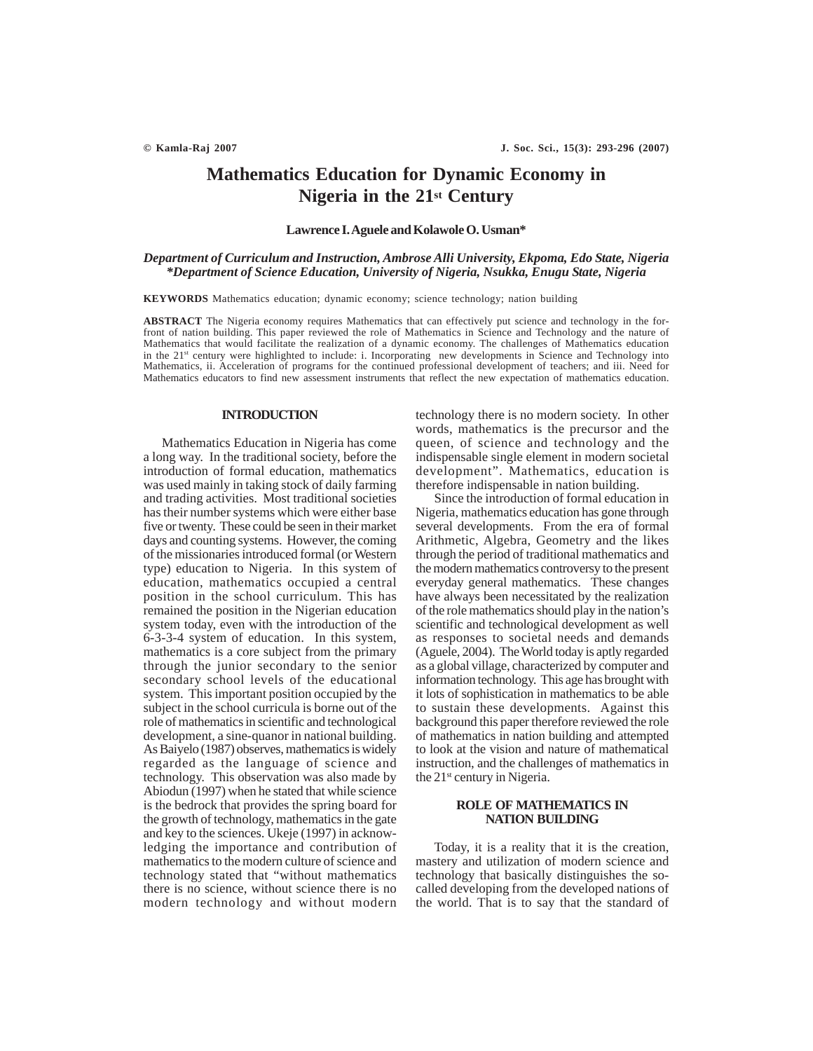# Mathematics Education for Dynamic Economy in Nigeria in the 21st Century

**Lawrence I. Aguele and Kolawole O. Usman***

*Department of Curriculum and Instruction, Ambrose Alli University, Ekpoma, Edo State, Nigeria*
**Department of Science Education, University of Nigeria, Nsukka, Enugu State, Nigeria*

**KEYWORDS** Mathematics education; dynamic economy; science technology; nation building

**ABSTRACT** The Nigeria economy requires Mathematics that can effectively put science and technology in the for-front of nation building. This paper reviewed the role of Mathematics in Science and Technology and the nature of Mathematics that would facilitate the realization of a dynamic economy. The challenges of Mathematics education in the 21st century were highlighted to include: i. Incorporating new developments in Science and Technology into Mathematics, ii. Acceleration of programs for the continued professional development of teachers; and iii. Need for Mathematics educators to find new assessment instruments that reflect the new expectation of mathematics education.

## INTRODUCTION

Mathematics Education in Nigeria has come a long way. In the traditional society, before the introduction of formal education, mathematics was used mainly in taking stock of daily farming and trading activities. Most traditional societies has their number systems which were either base five or twenty. These could be seen in their market days and counting systems. However, the coming of the missionaries introduced formal (or Western type) education to Nigeria. In this system of education, mathematics occupied a central position in the school curriculum. This has remained the position in the Nigerian education system today, even with the introduction of the 6-3-3-4 system of education. In this system, mathematics is a core subject from the primary through the junior secondary to the senior secondary school levels of the educational system. This important position occupied by the subject in the school curricula is borne out of the role of mathematics in scientific and technological development, a sine-quanor in national building. As Baiyelo (1987) observes, mathematics is widely regarded as the language of science and technology. This observation was also made by Abiodun (1997) when he stated that while science is the bedrock that provides the spring board for the growth of technology, mathematics in the gate and key to the sciences. Ukeje (1997) in acknowledging the importance and contribution of mathematics to the modern culture of science and technology stated that "without mathematics there is no science, without science there is no modern technology and without modern technology there is no modern society. In other words, mathematics is the precursor and the queen, of science and technology and the indispensable single element in modern societal development". Mathematics, education is therefore indispensable in nation building.

Since the introduction of formal education in Nigeria, mathematics education has gone through several developments. From the era of formal Arithmetic, Algebra, Geometry and the likes through the period of traditional mathematics and the modern mathematics controversy to the present everyday general mathematics. These changes have always been necessitated by the realization of the role mathematics should play in the nation's scientific and technological development as well as responses to societal needs and demands (Aguele, 2004). The World today is aptly regarded as a global village, characterized by computer and information technology. This age has brought with it lots of sophistication in mathematics to be able to sustain these developments. Against this background this paper therefore reviewed the role of mathematics in nation building and attempted to look at the vision and nature of mathematical instruction, and the challenges of mathematics in the 21st century in Nigeria.

## ROLE OF MATHEMATICS IN NATION BUILDING

Today, it is a reality that it is the creation, mastery and utilization of modern science and technology that basically distinguishes the so-called developing from the developed nations of the world. That is to say that the standard of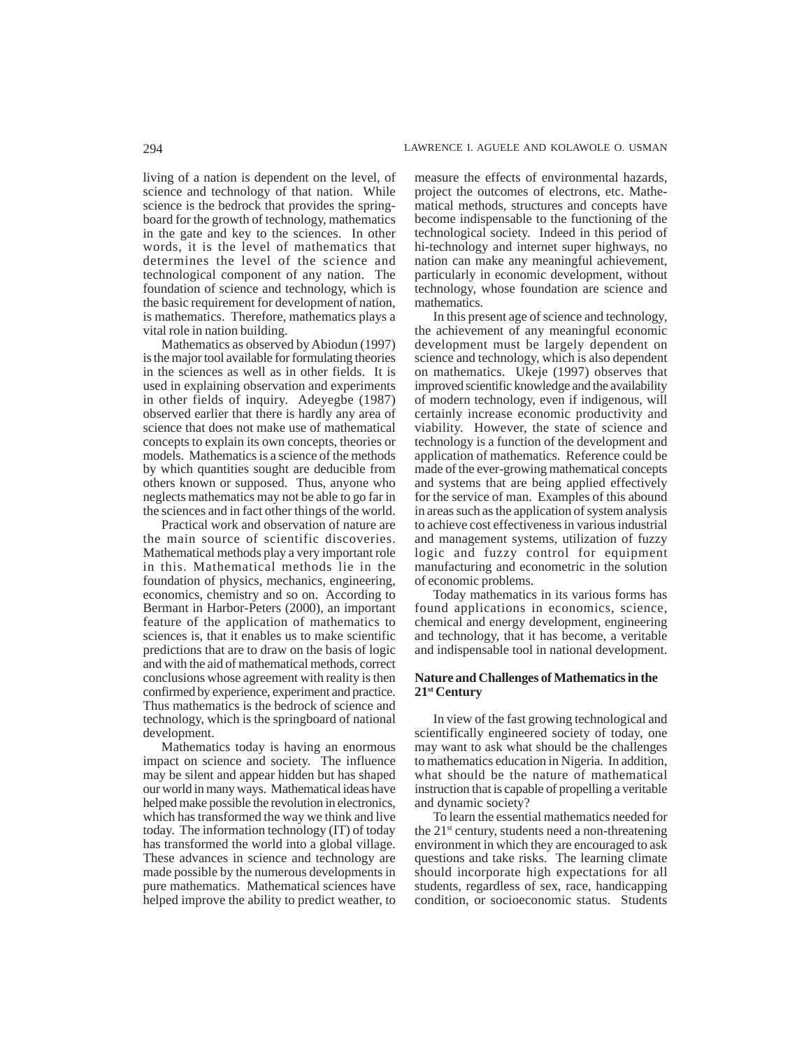living of a nation is dependent on the level, of science and technology of that nation. While science is the bedrock that provides the springboard for the growth of technology, mathematics in the gate and key to the sciences. In other words, it is the level of mathematics that determines the level of the science and technological component of any nation. The foundation of science and technology, which is the basic requirement for development of nation, is mathematics. Therefore, mathematics plays a vital role in nation building.

Mathematics as observed by Abiodun (1997) is the major tool available for formulating theories in the sciences as well as in other fields. It is used in explaining observation and experiments in other fields of inquiry. Adeyegbe (1987) observed earlier that there is hardly any area of science that does not make use of mathematical concepts to explain its own concepts, theories or models. Mathematics is a science of the methods by which quantities sought are deducible from others known or supposed. Thus, anyone who neglects mathematics may not be able to go far in the sciences and in fact other things of the world.

Practical work and observation of nature are the main source of scientific discoveries. Mathematical methods play a very important role in this. Mathematical methods lie in the foundation of physics, mechanics, engineering, economics, chemistry and so on. According to Bermant in Harbor-Peters (2000), an important feature of the application of mathematics to sciences is, that it enables us to make scientific predictions that are to draw on the basis of logic and with the aid of mathematical methods, correct conclusions whose agreement with reality is then confirmed by experience, experiment and practice. Thus mathematics is the bedrock of science and technology, which is the springboard of national development.

Mathematics today is having an enormous impact on science and society. The influence may be silent and appear hidden but has shaped our world in many ways. Mathematical ideas have helped make possible the revolution in electronics, which has transformed the way we think and live today. The information technology (IT) of today has transformed the world into a global village. These advances in science and technology are made possible by the numerous developments in pure mathematics. Mathematical sciences have helped improve the ability to predict weather, to measure the effects of environmental hazards, project the outcomes of electrons, etc. Mathematical methods, structures and concepts have become indispensable to the functioning of the technological society. Indeed in this period of hi-technology and internet super highways, no nation can make any meaningful achievement, particularly in economic development, without technology, whose foundation are science and mathematics.

In this present age of science and technology, the achievement of any meaningful economic development must be largely dependent on science and technology, which is also dependent on mathematics. Ukeje (1997) observes that improved scientific knowledge and the availability of modern technology, even if indigenous, will certainly increase economic productivity and viability. However, the state of science and technology is a function of the development and application of mathematics. Reference could be made of the ever-growing mathematical concepts and systems that are being applied effectively for the service of man. Examples of this abound in areas such as the application of system analysis to achieve cost effectiveness in various industrial and management systems, utilization of fuzzy logic and fuzzy control for equipment manufacturing and econometric in the solution of economic problems.

Today mathematics in its various forms has found applications in economics, science, chemical and energy development, engineering and technology, that it has become, a veritable and indispensable tool in national development.

## Nature and Challenges of Mathematics in the 21st Century

In view of the fast growing technological and scientifically engineered society of today, one may want to ask what should be the challenges to mathematics education in Nigeria. In addition, what should be the nature of mathematical instruction that is capable of propelling a veritable and dynamic society?

To learn the essential mathematics needed for the 21st century, students need a non-threatening environment in which they are encouraged to ask questions and take risks. The learning climate should incorporate high expectations for all students, regardless of sex, race, handicapping condition, or socioeconomic status. Students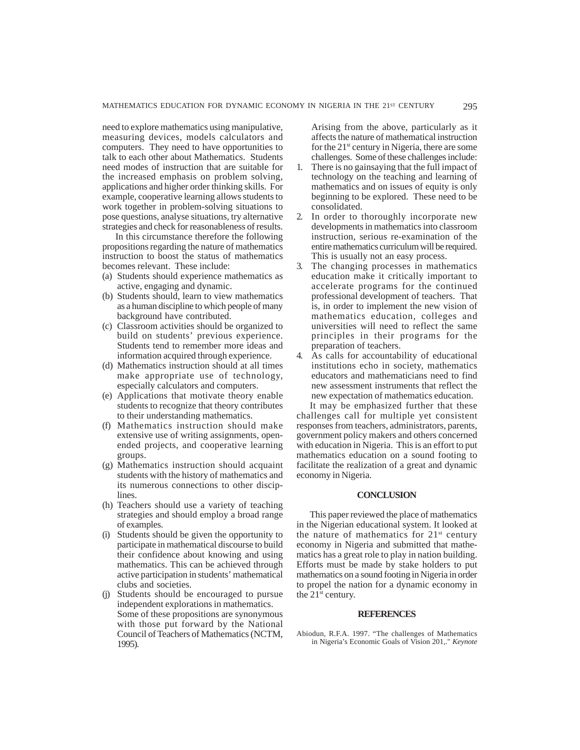need to explore mathematics using manipulative, measuring devices, models calculators and computers. They need to have opportunities to talk to each other about Mathematics. Students need modes of instruction that are suitable for the increased emphasis on problem solving, applications and higher order thinking skills. For example, cooperative learning allows students to work together in problem-solving situations to pose questions, analyse situations, try alternative strategies and check for reasonableness of results.

In this circumstance therefore the following propositions regarding the nature of mathematics instruction to boost the status of mathematics becomes relevant. These include:

(a) Students should experience mathematics as active, engaging and dynamic.
(b) Students should, learn to view mathematics as a human discipline to which people of many background have contributed.
(c) Classroom activities should be organized to build on students' previous experience. Students tend to remember more ideas and information acquired through experience.
(d) Mathematics instruction should at all times make appropriate use of technology, especially calculators and computers.
(e) Applications that motivate theory enable students to recognize that theory contributes to their understanding mathematics.
(f) Mathematics instruction should make extensive use of writing assignments, open-ended projects, and cooperative learning groups.
(g) Mathematics instruction should acquaint students with the history of mathematics and its numerous connections to other disciplines.
(h) Teachers should use a variety of teaching strategies and should employ a broad range of examples.
(i) Students should be given the opportunity to participate in mathematical discourse to build their confidence about knowing and using mathematics. This can be achieved through active participation in students' mathematical clubs and societies.
(j) Students should be encouraged to pursue independent explorations in mathematics.

Some of these propositions are synonymous with those put forward by the National Council of Teachers of Mathematics (NCTM, 1995).

Arising from the above, particularly as it affects the nature of mathematical instruction for the 21st century in Nigeria, there are some challenges. Some of these challenges include:

1. There is no gainsaying that the full impact of technology on the teaching and learning of mathematics and on issues of equity is only beginning to be explored. These need to be consolidated.
2. In order to thoroughly incorporate new developments in mathematics into classroom instruction, serious re-examination of the entire mathematics curriculum will be required. This is usually not an easy process.
3. The changing processes in mathematics education make it critically important to accelerate programs for the continued professional development of teachers. That is, in order to implement the new vision of mathematics education, colleges and universities will need to reflect the same principles in their programs for the preparation of teachers.
4. As calls for accountability of educational institutions echo in society, mathematics educators and mathematicians need to find new assessment instruments that reflect the new expectation of mathematics education.

It may be emphasized further that these challenges call for multiple yet consistent responses from teachers, administrators, parents, government policy makers and others concerned with education in Nigeria. This is an effort to put mathematics education on a sound footing to facilitate the realization of a great and dynamic economy in Nigeria.

## CONCLUSION

This paper reviewed the place of mathematics in the Nigerian educational system. It looked at the nature of mathematics for 21st century economy in Nigeria and submitted that mathematics has a great role to play in nation building. Efforts must be made by stake holders to put mathematics on a sound footing in Nigeria in order to propel the nation for a dynamic economy in the 21st century.

## REFERENCES

Abiodun, R.F.A. 1997. "The challenges of Mathematics in Nigeria's Economic Goals of Vision 201,." *Keynote*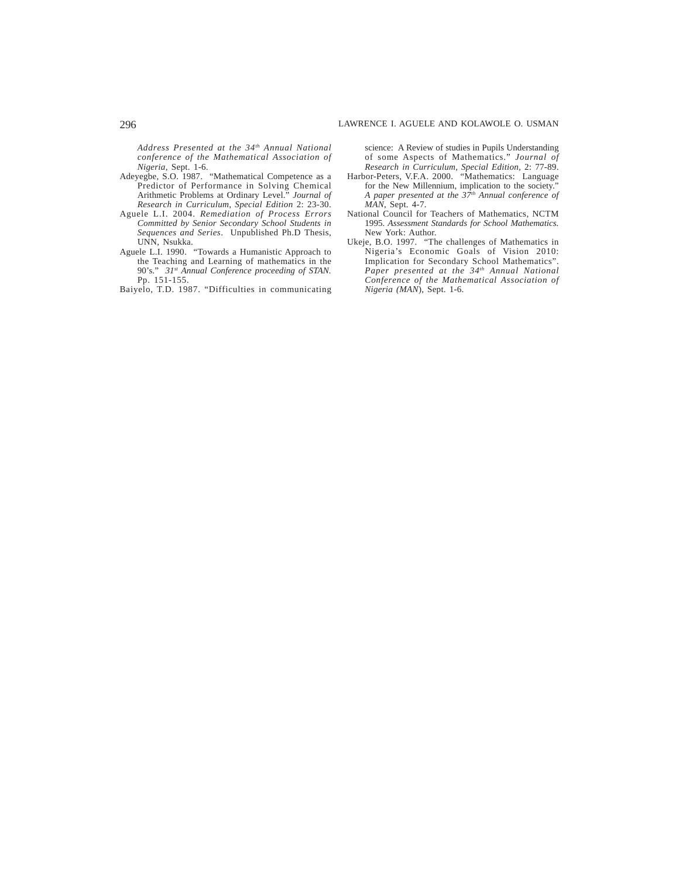*Address Presented at the 34th Annual National conference of the Mathematical Association of Nigeria,* Sept. 1-6.

Adeyegbe, S.O. 1987. "Mathematical Competence as a Predictor of Performance in Solving Chemical Arithmetic Problems at Ordinary Level." *Journal of Research in Curriculum, Special Edition* 2: 23-30.

Aguele L.I. 2004. *Remediation of Process Errors Committed by Senior Secondary School Students in Sequences and Series*. Unpublished Ph.D Thesis, UNN, Nsukka.

Aguele L.I. 1990. "Towards a Humanistic Approach to the Teaching and Learning of mathematics in the 90's." *31st Annual Conference proceeding of STAN.* Pp. 151-155.

Baiyelo, T.D. 1987. "Difficulties in communicating science: A Review of studies in Pupils Understanding of some Aspects of Mathematics." *Journal of Research in Curriculum, Special Edition,* 2: 77-89.

Harbor-Peters, V.F.A. 2000. "Mathematics: Language for the New Millennium, implication to the society." *A paper presented at the 37th Annual conference of MAN*, Sept. 4-7.

National Council for Teachers of Mathematics, NCTM 1995. *Assessment Standards for School Mathematics.* New York: Author.

Ukeje, B.O. 1997. "The challenges of Mathematics in Nigeria's Economic Goals of Vision 2010: Implication for Secondary School Mathematics". *Paper presented at the 34th Annual National Conference of the Mathematical Association of Nigeria (MAN*), Sept. 1-6.